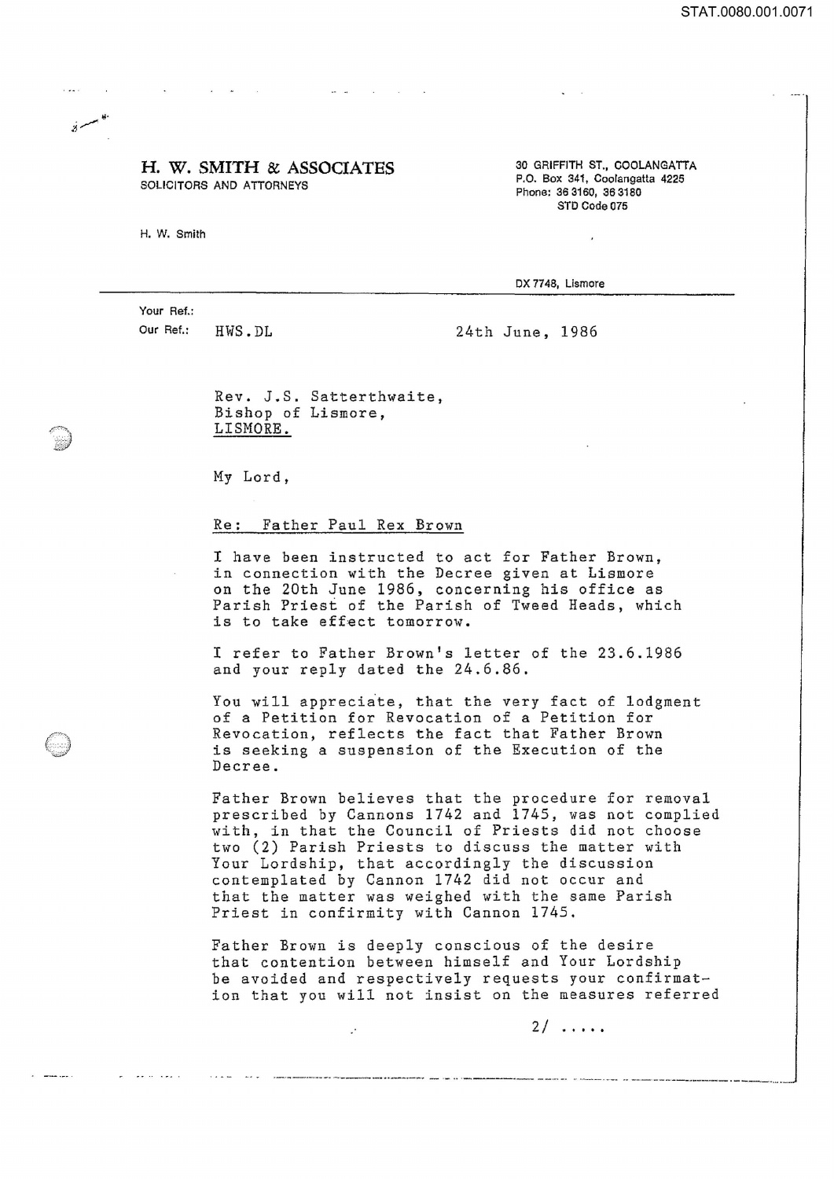STAT.0080.001.0071

# H. W. SMITH & ASSOCIATES
SOLICITORS AND ATTORNEYS

H. W. Smith

30 GRIFFITH ST., COOLANGATTA
P.O. Box 341, Coolangatta 4225
Phone: 36 3160, 36 3180
STD Code 075

DX 7748, Lismore

Your Ref.:
Our Ref.: HWS.DL

24th June, 1986

Rev. J.S. Satterthwaite,
Bishop of Lismore,
LISMORE.

My Lord,

Re: Father Paul Rex Brown

I have been instructed to act for Father Brown, in connection with the Decree given at Lismore on the 20th June 1986, concerning his office as Parish Priest of the Parish of Tweed Heads, which is to take effect tomorrow.

I refer to Father Brown's letter of the 23.6.1986 and your reply dated the 24.6.86.

You will appreciate, that the very fact of lodgment of a Petition for Revocation of a Petition for Revocation, reflects the fact that Father Brown is seeking a suspension of the Execution of the Decree.

Father Brown believes that the procedure for removal prescribed by Cannons 1742 and 1745, was not complied with, in that the Council of Priests did not choose two (2) Parish Priests to discuss the matter with Your Lordship, that accordingly the discussion contemplated by Cannon 1742 did not occur and that the matter was weighed with the same Parish Priest in confirmity with Cannon 1745.

Father Brown is deeply conscious of the desire that contention between himself and Your Lordship be avoided and respectively requests your confirmation that you will not insist on the measures referred

2/ .....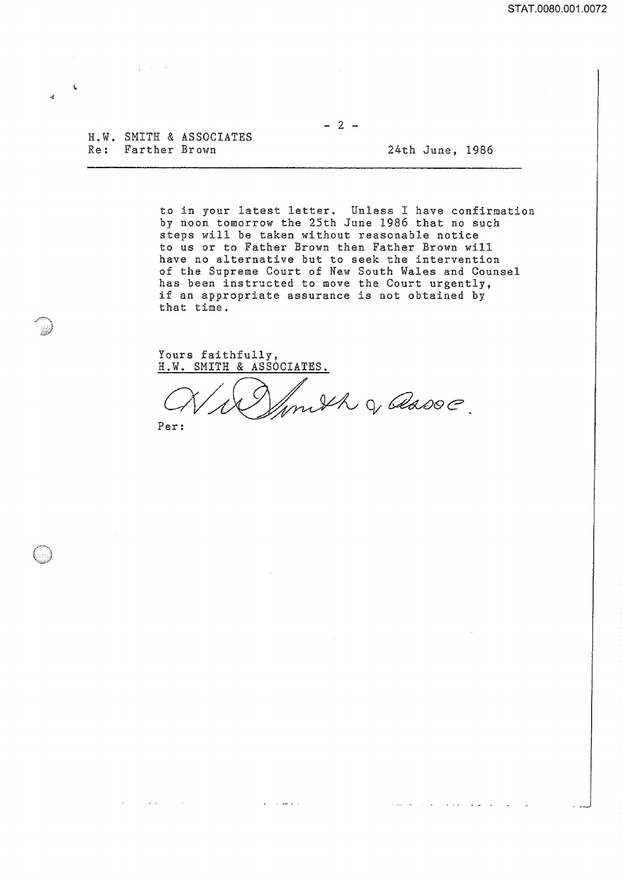H.W. SMITH & ASSOCIATES
Re: Farther Brown

24th June, 1986

to in your latest letter. Unless I have confirmation by noon tomorrow the 25th June 1986 that no such steps will be taken without reasonable notice to us or to Father Brown then Father Brown will have no alternative but to seek the intervention of the Supreme Court of New South Wales and Counsel has been instructed to move the Court urgently, if an appropriate assurance is not obtained by that time.

Yours faithfully,
H.W. SMITH & ASSOCIATES.

H W Smith & Assoc.

Per: